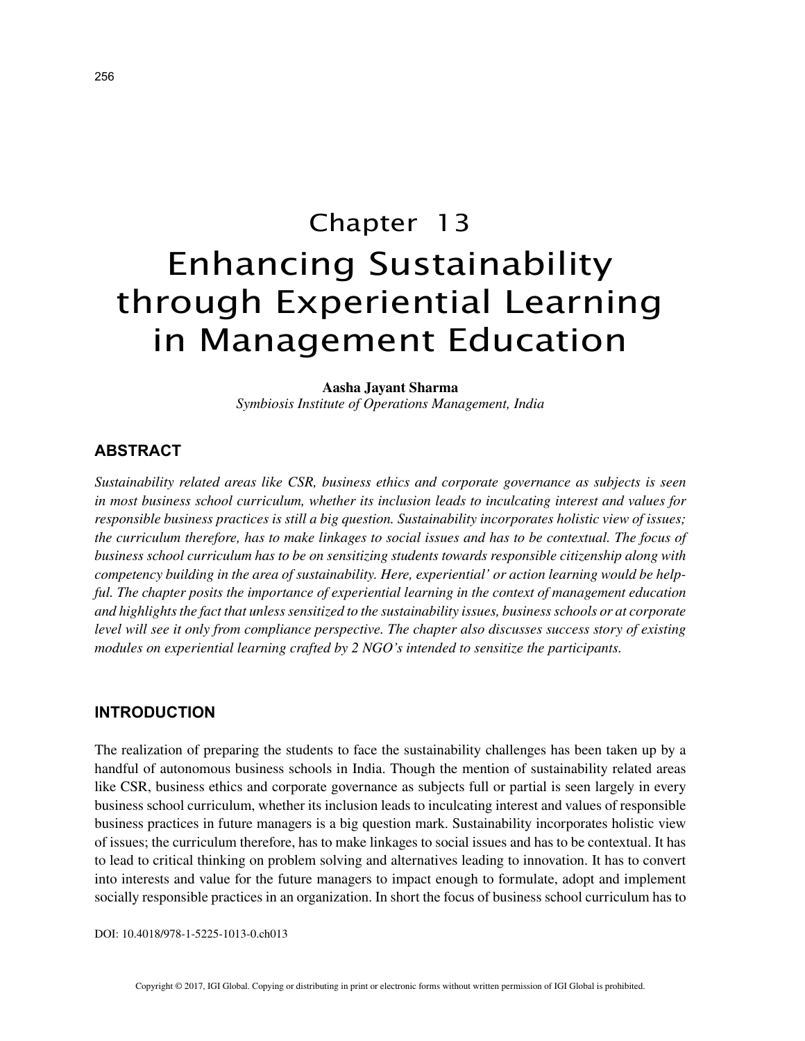# Chapter 13
# Enhancing Sustainability through Experiential Learning in Management Education

**Aasha Jayant Sharma**
*Symbiosis Institute of Operations Management, India*

## ABSTRACT

*Sustainability related areas like CSR, business ethics and corporate governance as subjects is seen in most business school curriculum, whether its inclusion leads to inculcating interest and values for responsible business practices is still a big question. Sustainability incorporates holistic view of issues; the curriculum therefore, has to make linkages to social issues and has to be contextual. The focus of business school curriculum has to be on sensitizing students towards responsible citizenship along with competency building in the area of sustainability. Here, experiential' or action learning would be helpful. The chapter posits the importance of experiential learning in the context of management education and highlights the fact that unless sensitized to the sustainability issues, business schools or at corporate level will see it only from compliance perspective. The chapter also discusses success story of existing modules on experiential learning crafted by 2 NGO's intended to sensitize the participants.*

## INTRODUCTION

The realization of preparing the students to face the sustainability challenges has been taken up by a handful of autonomous business schools in India. Though the mention of sustainability related areas like CSR, business ethics and corporate governance as subjects full or partial is seen largely in every business school curriculum, whether its inclusion leads to inculcating interest and values of responsible business practices in future managers is a big question mark. Sustainability incorporates holistic view of issues; the curriculum therefore, has to make linkages to social issues and has to be contextual. It has to lead to critical thinking on problem solving and alternatives leading to innovation. It has to convert into interests and value for the future managers to impact enough to formulate, adopt and implement socially responsible practices in an organization. In short the focus of business school curriculum has to

DOI: 10.4018/978-1-5225-1013-0.ch013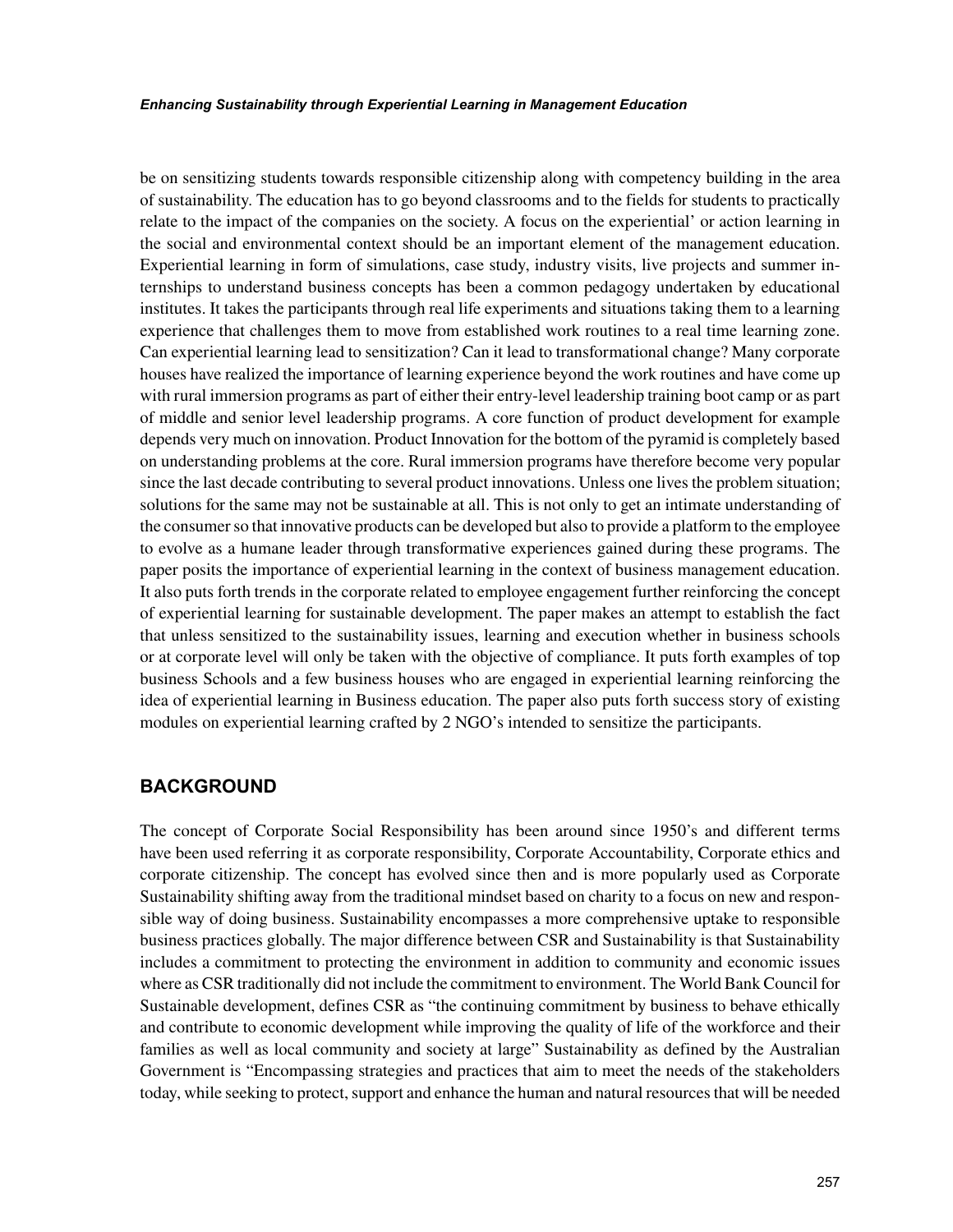be on sensitizing students towards responsible citizenship along with competency building in the area of sustainability. The education has to go beyond classrooms and to the fields for students to practically relate to the impact of the companies on the society. A focus on the experiential' or action learning in the social and environmental context should be an important element of the management education. Experiential learning in form of simulations, case study, industry visits, live projects and summer internships to understand business concepts has been a common pedagogy undertaken by educational institutes. It takes the participants through real life experiments and situations taking them to a learning experience that challenges them to move from established work routines to a real time learning zone. Can experiential learning lead to sensitization? Can it lead to transformational change? Many corporate houses have realized the importance of learning experience beyond the work routines and have come up with rural immersion programs as part of either their entry-level leadership training boot camp or as part of middle and senior level leadership programs. A core function of product development for example depends very much on innovation. Product Innovation for the bottom of the pyramid is completely based on understanding problems at the core. Rural immersion programs have therefore become very popular since the last decade contributing to several product innovations. Unless one lives the problem situation; solutions for the same may not be sustainable at all. This is not only to get an intimate understanding of the consumer so that innovative products can be developed but also to provide a platform to the employee to evolve as a humane leader through transformative experiences gained during these programs. The paper posits the importance of experiential learning in the context of business management education. It also puts forth trends in the corporate related to employee engagement further reinforcing the concept of experiential learning for sustainable development. The paper makes an attempt to establish the fact that unless sensitized to the sustainability issues, learning and execution whether in business schools or at corporate level will only be taken with the objective of compliance. It puts forth examples of top business Schools and a few business houses who are engaged in experiential learning reinforcing the idea of experiential learning in Business education. The paper also puts forth success story of existing modules on experiential learning crafted by 2 NGO's intended to sensitize the participants.

## BACKGROUND

The concept of Corporate Social Responsibility has been around since 1950's and different terms have been used referring it as corporate responsibility, Corporate Accountability, Corporate ethics and corporate citizenship. The concept has evolved since then and is more popularly used as Corporate Sustainability shifting away from the traditional mindset based on charity to a focus on new and responsible way of doing business. Sustainability encompasses a more comprehensive uptake to responsible business practices globally. The major difference between CSR and Sustainability is that Sustainability includes a commitment to protecting the environment in addition to community and economic issues where as CSR traditionally did not include the commitment to environment. The World Bank Council for Sustainable development, defines CSR as "the continuing commitment by business to behave ethically and contribute to economic development while improving the quality of life of the workforce and their families as well as local community and society at large" Sustainability as defined by the Australian Government is "Encompassing strategies and practices that aim to meet the needs of the stakeholders today, while seeking to protect, support and enhance the human and natural resources that will be needed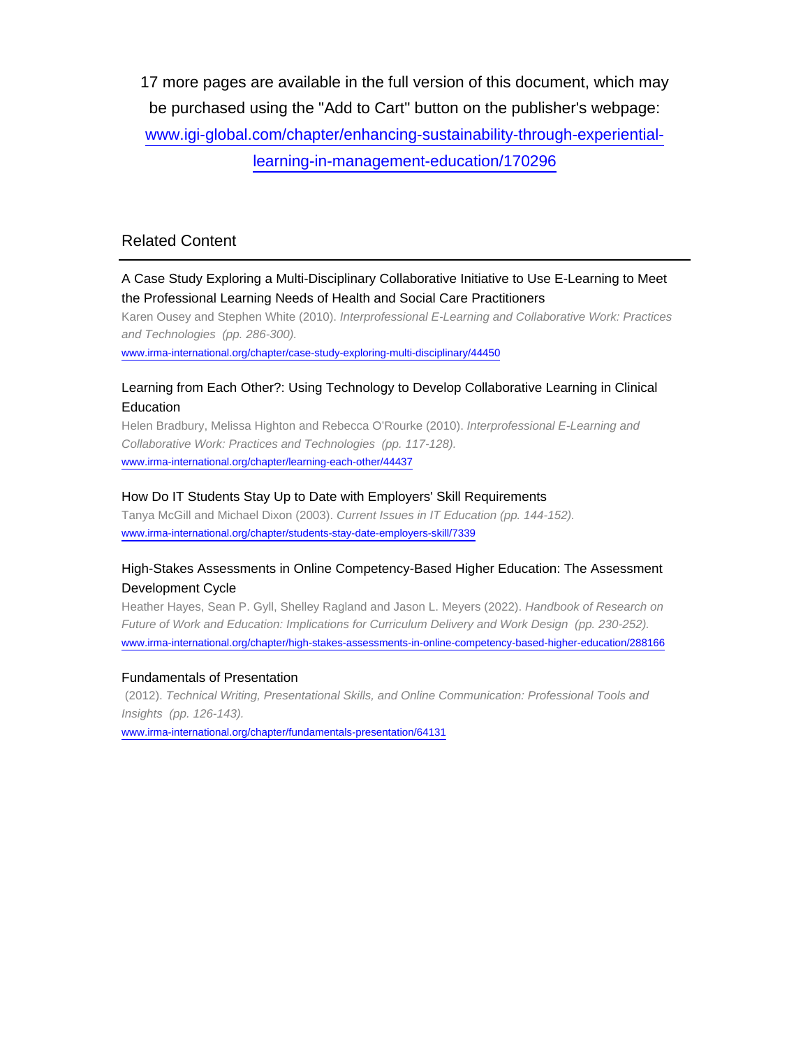17 more pages are available in the full version of this document, which may be purchased using the "Add to Cart" button on the publisher's webpage: www.igi-global.com/chapter/enhancing-sustainability-through-experiential-learning-in-management-education/170296

## Related Content

A Case Study Exploring a Multi-Disciplinary Collaborative Initiative to Use E-Learning to Meet the Professional Learning Needs of Health and Social Care Practitioners
Karen Ousey and Stephen White (2010). *Interprofessional E-Learning and Collaborative Work: Practices and Technologies (pp. 286-300).*
www.irma-international.org/chapter/case-study-exploring-multi-disciplinary/44450

Learning from Each Other?: Using Technology to Develop Collaborative Learning in Clinical Education
Helen Bradbury, Melissa Highton and Rebecca O'Rourke (2010). *Interprofessional E-Learning and Collaborative Work: Practices and Technologies (pp. 117-128).*
www.irma-international.org/chapter/learning-each-other/44437

How Do IT Students Stay Up to Date with Employers' Skill Requirements
Tanya McGill and Michael Dixon (2003). *Current Issues in IT Education (pp. 144-152).*
www.irma-international.org/chapter/students-stay-date-employers-skill/7339

High-Stakes Assessments in Online Competency-Based Higher Education: The Assessment Development Cycle
Heather Hayes, Sean P. Gyll, Shelley Ragland and Jason L. Meyers (2022). *Handbook of Research on Future of Work and Education: Implications for Curriculum Delivery and Work Design (pp. 230-252).*
www.irma-international.org/chapter/high-stakes-assessments-in-online-competency-based-higher-education/288166

Fundamentals of Presentation
(2012). *Technical Writing, Presentational Skills, and Online Communication: Professional Tools and Insights (pp. 126-143).*
www.irma-international.org/chapter/fundamentals-presentation/64131